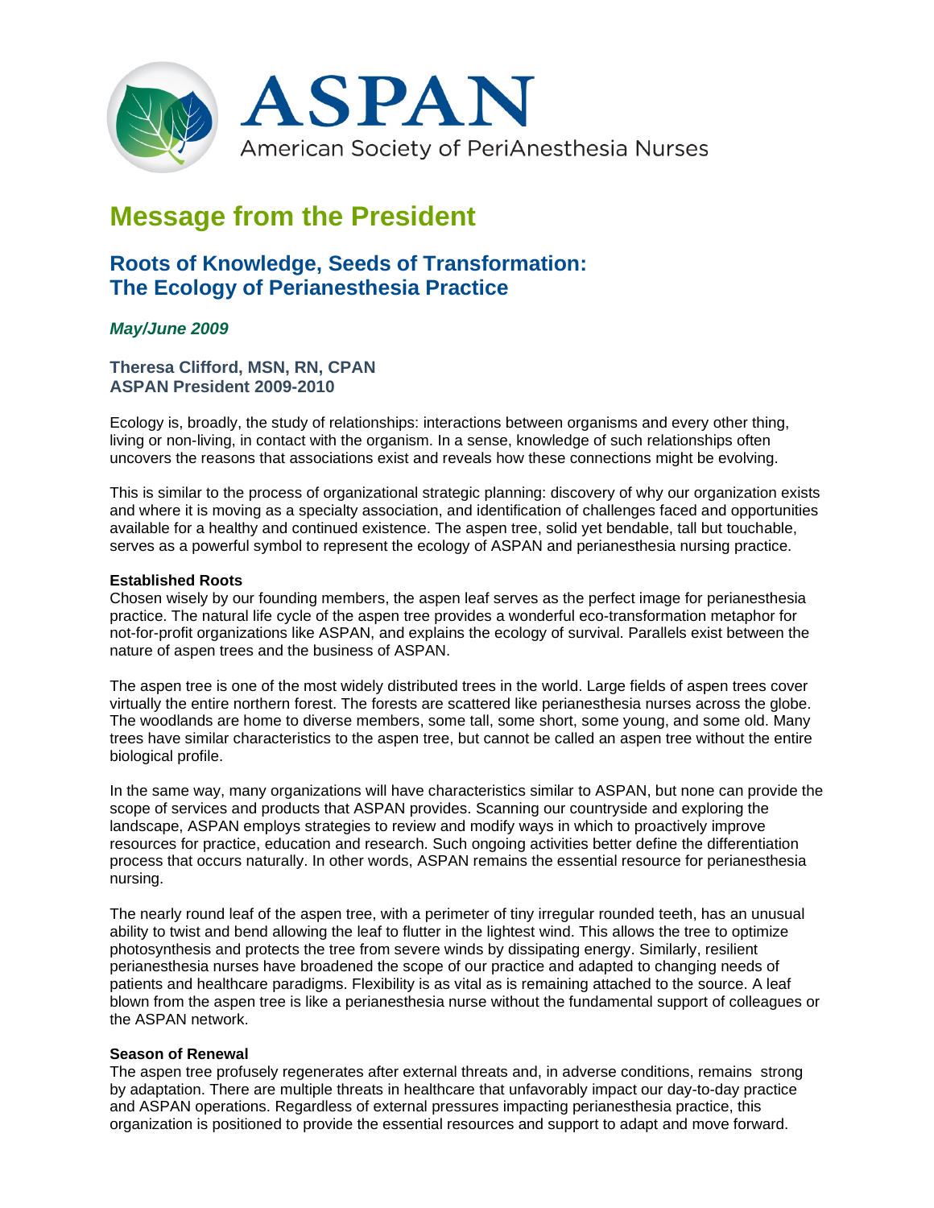ASPAN

American Society of PeriAnesthesia Nurses

# Message from the President

## Roots of Knowledge, Seeds of Transformation: The Ecology of Perianesthesia Practice

*May/June 2009*

**Theresa Clifford, MSN, RN, CPAN**
**ASPAN President 2009-2010**

Ecology is, broadly, the study of relationships: interactions between organisms and every other thing, living or non-living, in contact with the organism. In a sense, knowledge of such relationships often uncovers the reasons that associations exist and reveals how these connections might be evolving.

This is similar to the process of organizational strategic planning: discovery of why our organization exists and where it is moving as a specialty association, and identification of challenges faced and opportunities available for a healthy and continued existence. The aspen tree, solid yet bendable, tall but touchable, serves as a powerful symbol to represent the ecology of ASPAN and perianesthesia nursing practice.

**Established Roots**

Chosen wisely by our founding members, the aspen leaf serves as the perfect image for perianesthesia practice. The natural life cycle of the aspen tree provides a wonderful eco-transformation metaphor for not-for-profit organizations like ASPAN, and explains the ecology of survival. Parallels exist between the nature of aspen trees and the business of ASPAN.

The aspen tree is one of the most widely distributed trees in the world. Large fields of aspen trees cover virtually the entire northern forest. The forests are scattered like perianesthesia nurses across the globe. The woodlands are home to diverse members, some tall, some short, some young, and some old. Many trees have similar characteristics to the aspen tree, but cannot be called an aspen tree without the entire biological profile.

In the same way, many organizations will have characteristics similar to ASPAN, but none can provide the scope of services and products that ASPAN provides. Scanning our countryside and exploring the landscape, ASPAN employs strategies to review and modify ways in which to proactively improve resources for practice, education and research. Such ongoing activities better define the differentiation process that occurs naturally. In other words, ASPAN remains the essential resource for perianesthesia nursing.

The nearly round leaf of the aspen tree, with a perimeter of tiny irregular rounded teeth, has an unusual ability to twist and bend allowing the leaf to flutter in the lightest wind. This allows the tree to optimize photosynthesis and protects the tree from severe winds by dissipating energy. Similarly, resilient perianesthesia nurses have broadened the scope of our practice and adapted to changing needs of patients and healthcare paradigms. Flexibility is as vital as is remaining attached to the source. A leaf blown from the aspen tree is like a perianesthesia nurse without the fundamental support of colleagues or the ASPAN network.

**Season of Renewal**

The aspen tree profusely regenerates after external threats and, in adverse conditions, remains strong by adaptation. There are multiple threats in healthcare that unfavorably impact our day-to-day practice and ASPAN operations. Regardless of external pressures impacting perianesthesia practice, this organization is positioned to provide the essential resources and support to adapt and move forward.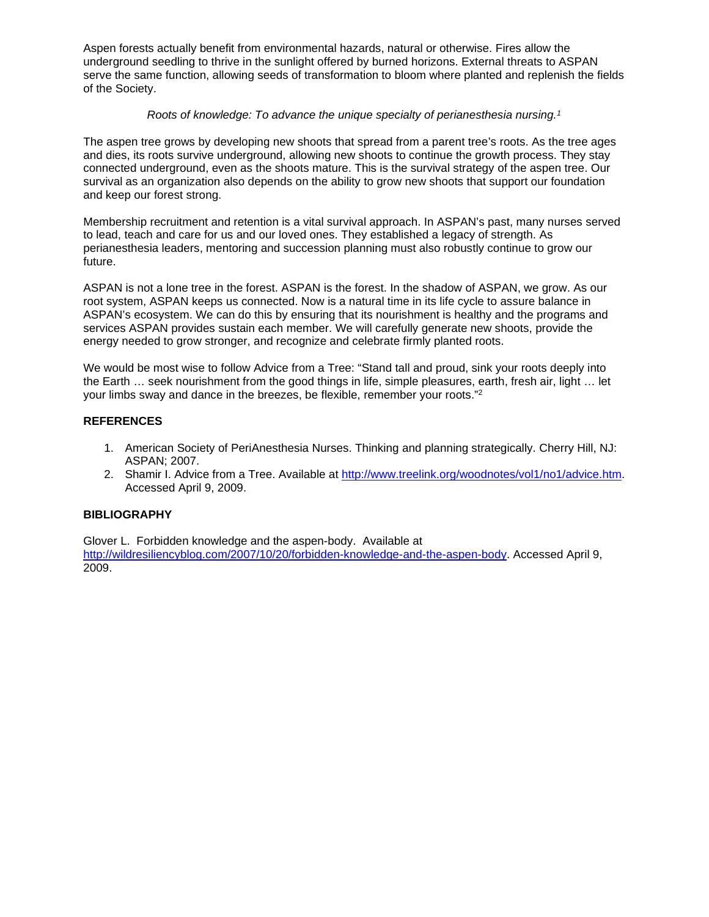Aspen forests actually benefit from environmental hazards, natural or otherwise. Fires allow the underground seedling to thrive in the sunlight offered by burned horizons. External threats to ASPAN serve the same function, allowing seeds of transformation to bloom where planted and replenish the fields of the Society.

*Roots of knowledge: To advance the unique specialty of perianesthesia nursing.*[1]

The aspen tree grows by developing new shoots that spread from a parent tree's roots. As the tree ages and dies, its roots survive underground, allowing new shoots to continue the growth process. They stay connected underground, even as the shoots mature. This is the survival strategy of the aspen tree. Our survival as an organization also depends on the ability to grow new shoots that support our foundation and keep our forest strong.

Membership recruitment and retention is a vital survival approach. In ASPAN's past, many nurses served to lead, teach and care for us and our loved ones. They established a legacy of strength. As perianesthesia leaders, mentoring and succession planning must also robustly continue to grow our future.

ASPAN is not a lone tree in the forest. ASPAN is the forest. In the shadow of ASPAN, we grow. As our root system, ASPAN keeps us connected. Now is a natural time in its life cycle to assure balance in ASPAN's ecosystem. We can do this by ensuring that its nourishment is healthy and the programs and services ASPAN provides sustain each member. We will carefully generate new shoots, provide the energy needed to grow stronger, and recognize and celebrate firmly planted roots.

We would be most wise to follow Advice from a Tree: "Stand tall and proud, sink your roots deeply into the Earth … seek nourishment from the good things in life, simple pleasures, earth, fresh air, light … let your limbs sway and dance in the breezes, be flexible, remember your roots."[2]

**REFERENCES**

1. American Society of PeriAnesthesia Nurses. Thinking and planning strategically. Cherry Hill, NJ: ASPAN; 2007.
2. Shamir I. Advice from a Tree. Available at http://www.treelink.org/woodnotes/vol1/no1/advice.htm. Accessed April 9, 2009.

**BIBLIOGRAPHY**

Glover L. Forbidden knowledge and the aspen-body. Available at http://wildresiliencyblog.com/2007/10/20/forbidden-knowledge-and-the-aspen-body. Accessed April 9, 2009.